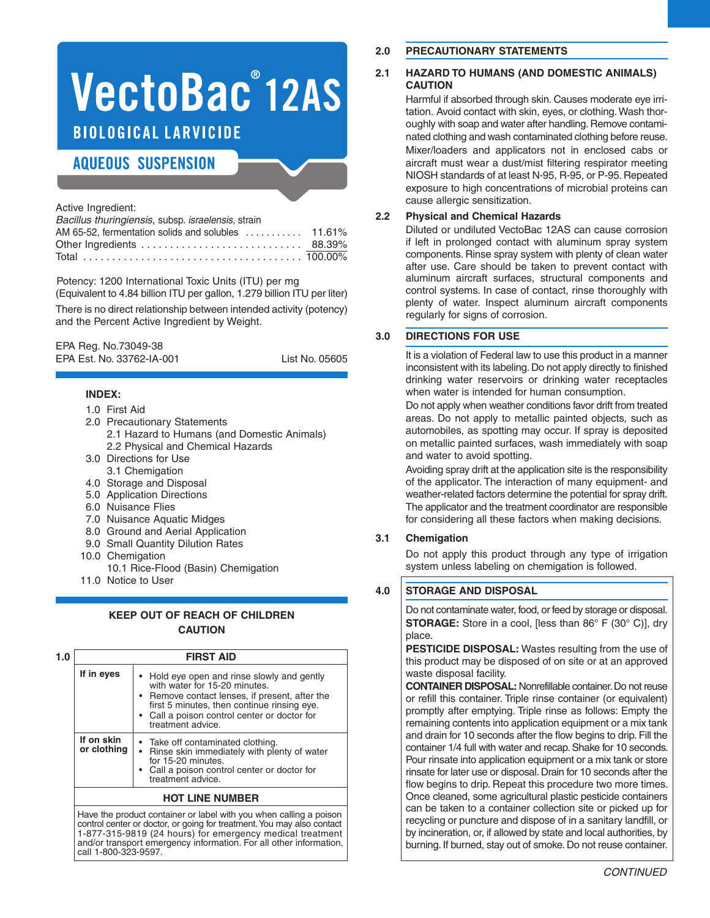# VectoBac® 12AS

## BIOLOGICAL LARVICIDE

## AQUEOUS SUSPENSION

Active Ingredient:
*Bacillus thuringiensis*, subsp. *israelensis*, strain

| | |
|---|---|
| AM 65-52, fermentation solids and solubles | 11.61% |
| Other Ingredients | 88.39% |
| Total | 100.00% |

Potency: 1200 International Toxic Units (ITU) per mg
(Equivalent to 4.84 billion ITU per gallon, 1.279 billion ITU per liter)

There is no direct relationship between intended activity (potency) and the Percent Active Ingredient by Weight.

EPA Reg. No.73049-38
EPA Est. No. 33762-IA-001 List No. 05605

**INDEX:**

- 1.0 First Aid
- 2.0 Precautionary Statements
  - 2.1 Hazard to Humans (and Domestic Animals)
  - 2.2 Physical and Chemical Hazards
- 3.0 Directions for Use
  - 3.1 Chemigation
- 4.0 Storage and Disposal
- 5.0 Application Directions
- 6.0 Nuisance Flies
- 7.0 Nuisance Aquatic Midges
- 8.0 Ground and Aerial Application
- 9.0 Small Quantity Dilution Rates
- 10.0 Chemigation
  - 10.1 Rice-Flood (Basin) Chemigation
- 11.0 Notice to User

**KEEP OUT OF REACH OF CHILDREN**
**CAUTION**

## 1.0 FIRST AID

| | |
|---|---|
| **If in eyes** | • Hold eye open and rinse slowly and gently with water for 15-20 minutes.<br>• Remove contact lenses, if present, after the first 5 minutes, then continue rinsing eye.<br>• Call a poison control center or doctor for treatment advice. |
| **If on skin or clothing** | • Take off contaminated clothing.<br>• Rinse skin immediately with plenty of water for 15-20 minutes.<br>• Call a poison control center or doctor for treatment advice. |

**HOT LINE NUMBER**

Have the product container or label with you when calling a poison control center or doctor, or going for treatment. You may also contact 1-877-315-9819 (24 hours) for emergency medical treatment and/or transport emergency information. For all other information, call 1-800-323-9597.

## 2.0 PRECAUTIONARY STATEMENTS

### 2.1 HAZARD TO HUMANS (AND DOMESTIC ANIMALS) CAUTION

Harmful if absorbed through skin. Causes moderate eye irritation. Avoid contact with skin, eyes, or clothing. Wash thoroughly with soap and water after handling. Remove contaminated clothing and wash contaminated clothing before reuse.

Mixer/loaders and applicators not in enclosed cabs or aircraft must wear a dust/mist filtering respirator meeting NIOSH standards of at least N-95, R-95, or P-95. Repeated exposure to high concentrations of microbial proteins can cause allergic sensitization.

### 2.2 Physical and Chemical Hazards

Diluted or undiluted VectoBac 12AS can cause corrosion if left in prolonged contact with aluminum spray system components. Rinse spray system with plenty of clean water after use. Care should be taken to prevent contact with aluminum aircraft surfaces, structural components and control systems. In case of contact, rinse thoroughly with plenty of water. Inspect aluminum aircraft components regularly for signs of corrosion.

## 3.0 DIRECTIONS FOR USE

It is a violation of Federal law to use this product in a manner inconsistent with its labeling. Do not apply directly to finished drinking water reservoirs or drinking water receptacles when water is intended for human consumption.

Do not apply when weather conditions favor drift from treated areas. Do not apply to metallic painted objects, such as automobiles, as spotting may occur. If spray is deposited on metallic painted surfaces, wash immediately with soap and water to avoid spotting.

Avoiding spray drift at the application site is the responsibility of the applicator. The interaction of many equipment- and weather-related factors determine the potential for spray drift. The applicator and the treatment coordinator are responsible for considering all these factors when making decisions.

### 3.1 Chemigation

Do not apply this product through any type of irrigation system unless labeling on chemigation is followed.

## 4.0 STORAGE AND DISPOSAL

Do not contaminate water, food, or feed by storage or disposal.

**STORAGE:** Store in a cool, [less than 86° F (30° C)], dry place.

**PESTICIDE DISPOSAL:** Wastes resulting from the use of this product may be disposed of on site or at an approved waste disposal facility.

**CONTAINER DISPOSAL:** Nonrefillable container. Do not reuse or refill this container. Triple rinse container (or equivalent) promptly after emptying. Triple rinse as follows: Empty the remaining contents into application equipment or a mix tank and drain for 10 seconds after the flow begins to drip. Fill the container 1/4 full with water and recap. Shake for 10 seconds. Pour rinsate into application equipment or a mix tank or store rinsate for later use or disposal. Drain for 10 seconds after the flow begins to drip. Repeat this procedure two more times. Once cleaned, some agricultural plastic pesticide containers can be taken to a container collection site or picked up for recycling or puncture and dispose of in a sanitary landfill, or by incineration, or, if allowed by state and local authorities, by burning. If burned, stay out of smoke. Do not reuse container.

*CONTINUED*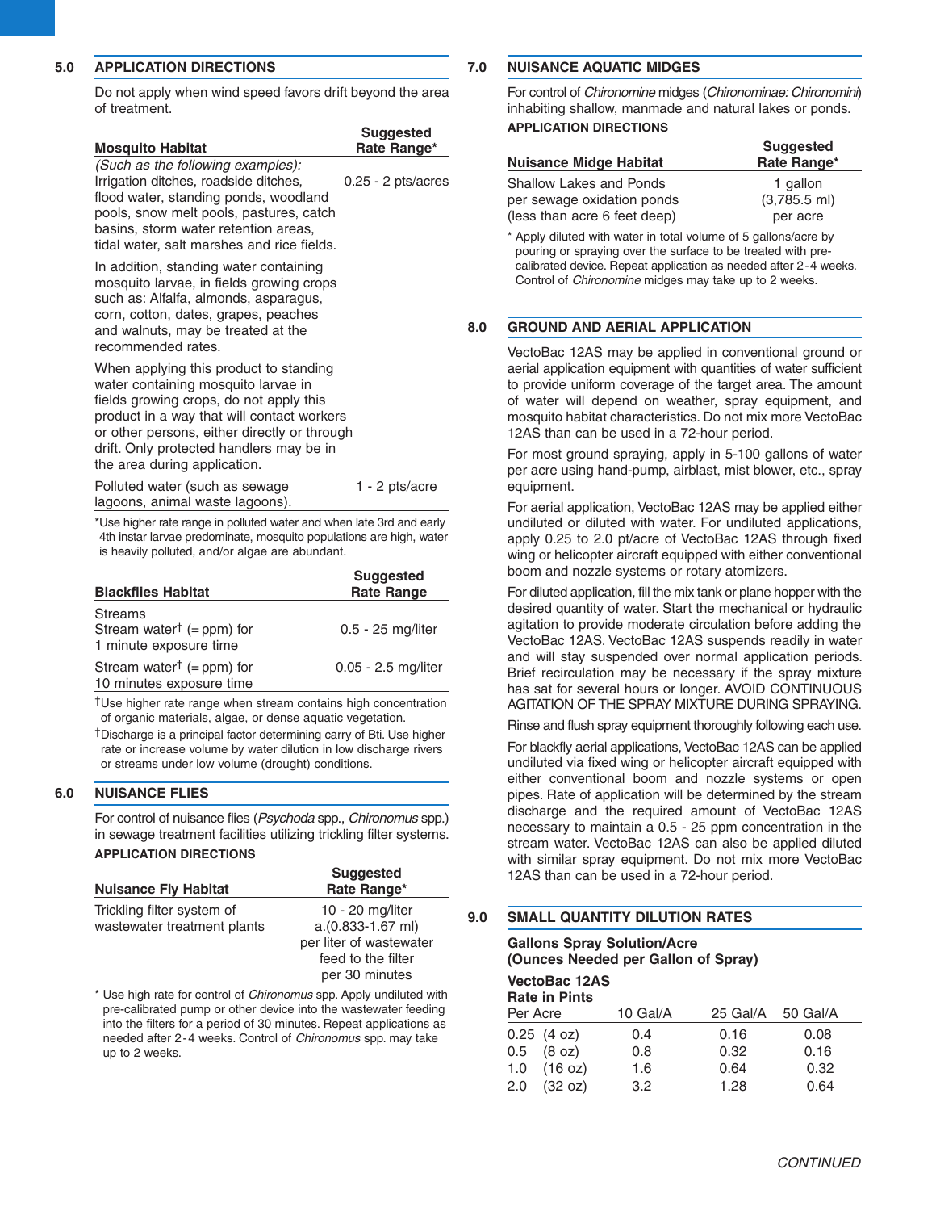## 5.0 APPLICATION DIRECTIONS

Do not apply when wind speed favors drift beyond the area of treatment.

| Mosquito Habitat | Suggested Rate Range* |
|---|---|
| *(Such as the following examples):* Irrigation ditches, roadside ditches, flood water, standing ponds, woodland pools, snow melt pools, pastures, catch basins, storm water retention areas, tidal water, salt marshes and rice fields. | 0.25 - 2 pts/acres |
| In addition, standing water containing mosquito larvae, in fields growing crops such as: Alfalfa, almonds, asparagus, corn, cotton, dates, grapes, peaches and walnuts, may be treated at the recommended rates. | |
| When applying this product to standing water containing mosquito larvae in fields growing crops, do not apply this product in a way that will contact workers or other persons, either directly or through drift. Only protected handlers may be in the area during application. | |
| Polluted water (such as sewage lagoons, animal waste lagoons). | 1 - 2 pts/acre |

*Use higher rate range in polluted water and when late 3rd and early 4th instar larvae predominate, mosquito populations are high, water is heavily polluted, and/or algae are abundant.

| Blackflies Habitat | Suggested Rate Range |
|---|---|
| Streams | |
| Stream water† (= ppm) for 1 minute exposure time | 0.5 - 25 mg/liter |
| Stream water† (= ppm) for 10 minutes exposure time | 0.05 - 2.5 mg/liter |

†Use higher rate range when stream contains high concentration of organic materials, algae, or dense aquatic vegetation.

†Discharge is a principal factor determining carry of Bti. Use higher rate or increase volume by water dilution in low discharge rivers or streams under low volume (drought) conditions.

## 6.0 NUISANCE FLIES

For control of nuisance flies (*Psychoda* spp., *Chironomus* spp.) in sewage treatment facilities utilizing trickling filter systems.

**APPLICATION DIRECTIONS**

| Nuisance Fly Habitat | Suggested Rate Range* |
|---|---|
| Trickling filter system of wastewater treatment plants | 10 - 20 mg/liter a.(0.833-1.67 ml) per liter of wastewater feed to the filter per 30 minutes |

\* Use high rate for control of *Chironomus* spp. Apply undiluted with pre-calibrated pump or other device into the wastewater feeding into the filters for a period of 30 minutes. Repeat applications as needed after 2-4 weeks. Control of *Chironomus* spp. may take up to 2 weeks.

## 7.0 NUISANCE AQUATIC MIDGES

For control of *Chironomine* midges (*Chironominae: Chironomini*) inhabiting shallow, manmade and natural lakes or ponds.

**APPLICATION DIRECTIONS**

| Nuisance Midge Habitat | Suggested Rate Range* |
|---|---|
| Shallow Lakes and Ponds per sewage oxidation ponds (less than acre 6 feet deep) | 1 gallon (3,785.5 ml) per acre |

\* Apply diluted with water in total volume of 5 gallons/acre by pouring or spraying over the surface to be treated with pre-calibrated device. Repeat application as needed after 2-4 weeks. Control of *Chironomine* midges may take up to 2 weeks.

## 8.0 GROUND AND AERIAL APPLICATION

VectoBac 12AS may be applied in conventional ground or aerial application equipment with quantities of water sufficient to provide uniform coverage of the target area. The amount of water will depend on weather, spray equipment, and mosquito habitat characteristics. Do not mix more VectoBac 12AS than can be used in a 72-hour period.

For most ground spraying, apply in 5-100 gallons of water per acre using hand-pump, airblast, mist blower, etc., spray equipment.

For aerial application, VectoBac 12AS may be applied either undiluted or diluted with water. For undiluted applications, apply 0.25 to 2.0 pt/acre of VectoBac 12AS through fixed wing or helicopter aircraft equipped with either conventional boom and nozzle systems or rotary atomizers.

For diluted application, fill the mix tank or plane hopper with the desired quantity of water. Start the mechanical or hydraulic agitation to provide moderate circulation before adding the VectoBac 12AS. VectoBac 12AS suspends readily in water and will stay suspended over normal application periods. Brief recirculation may be necessary if the spray mixture has sat for several hours or longer. AVOID CONTINUOUS AGITATION OF THE SPRAY MIXTURE DURING SPRAYING.

Rinse and flush spray equipment thoroughly following each use.

For blackfly aerial applications, VectoBac 12AS can be applied undiluted via fixed wing or helicopter aircraft equipped with either conventional boom and nozzle systems or open pipes. Rate of application will be determined by the stream discharge and the required amount of VectoBac 12AS necessary to maintain a 0.5 - 25 ppm concentration in the stream water. VectoBac 12AS can also be applied diluted with similar spray equipment. Do not mix more VectoBac 12AS than can be used in a 72-hour period.

## 9.0 SMALL QUANTITY DILUTION RATES

**Gallons Spray Solution/Acre (Ounces Needed per Gallon of Spray)**

| VectoBac 12AS Rate in Pints Per Acre | 10 Gal/A | 25 Gal/A | 50 Gal/A |
|---|---|---|---|
| 0.25 (4 oz) | 0.4 | 0.16 | 0.08 |
| 0.5 (8 oz) | 0.8 | 0.32 | 0.16 |
| 1.0 (16 oz) | 1.6 | 0.64 | 0.32 |
| 2.0 (32 oz) | 3.2 | 1.28 | 0.64 |

*CONTINUED*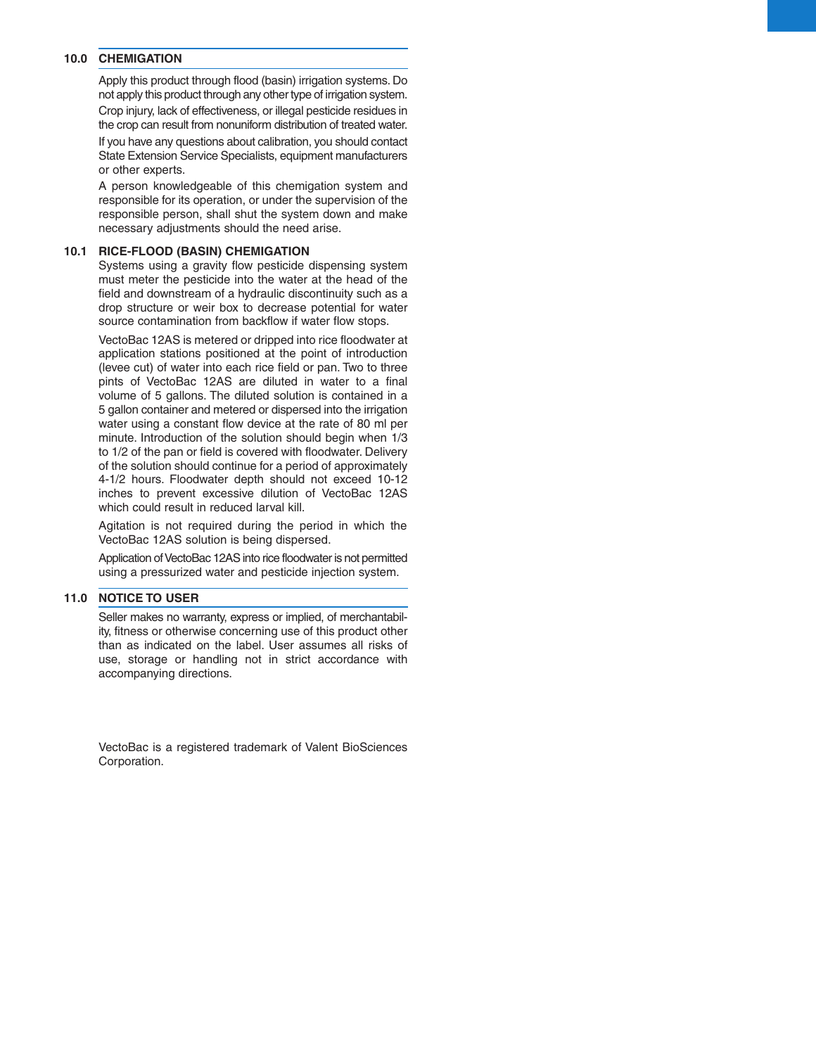## 10.0 CHEMIGATION

Apply this product through flood (basin) irrigation systems. Do not apply this product through any other type of irrigation system.

Crop injury, lack of effectiveness, or illegal pesticide residues in the crop can result from nonuniform distribution of treated water.

If you have any questions about calibration, you should contact State Extension Service Specialists, equipment manufacturers or other experts.

A person knowledgeable of this chemigation system and responsible for its operation, or under the supervision of the responsible person, shall shut the system down and make necessary adjustments should the need arise.

## 10.1 RICE-FLOOD (BASIN) CHEMIGATION

Systems using a gravity flow pesticide dispensing system must meter the pesticide into the water at the head of the field and downstream of a hydraulic discontinuity such as a drop structure or weir box to decrease potential for water source contamination from backflow if water flow stops.

VectoBac 12AS is metered or dripped into rice floodwater at application stations positioned at the point of introduction (levee cut) of water into each rice field or pan. Two to three pints of VectoBac 12AS are diluted in water to a final volume of 5 gallons. The diluted solution is contained in a 5 gallon container and metered or dispersed into the irrigation water using a constant flow device at the rate of 80 ml per minute. Introduction of the solution should begin when 1/3 to 1/2 of the pan or field is covered with floodwater. Delivery of the solution should continue for a period of approximately 4-1/2 hours. Floodwater depth should not exceed 10-12 inches to prevent excessive dilution of VectoBac 12AS which could result in reduced larval kill.

Agitation is not required during the period in which the VectoBac 12AS solution is being dispersed.

Application of VectoBac 12AS into rice floodwater is not permitted using a pressurized water and pesticide injection system.

## 11.0 NOTICE TO USER

Seller makes no warranty, express or implied, of merchantability, fitness or otherwise concerning use of this product other than as indicated on the label. User assumes all risks of use, storage or handling not in strict accordance with accompanying directions.

VectoBac is a registered trademark of Valent BioSciences Corporation.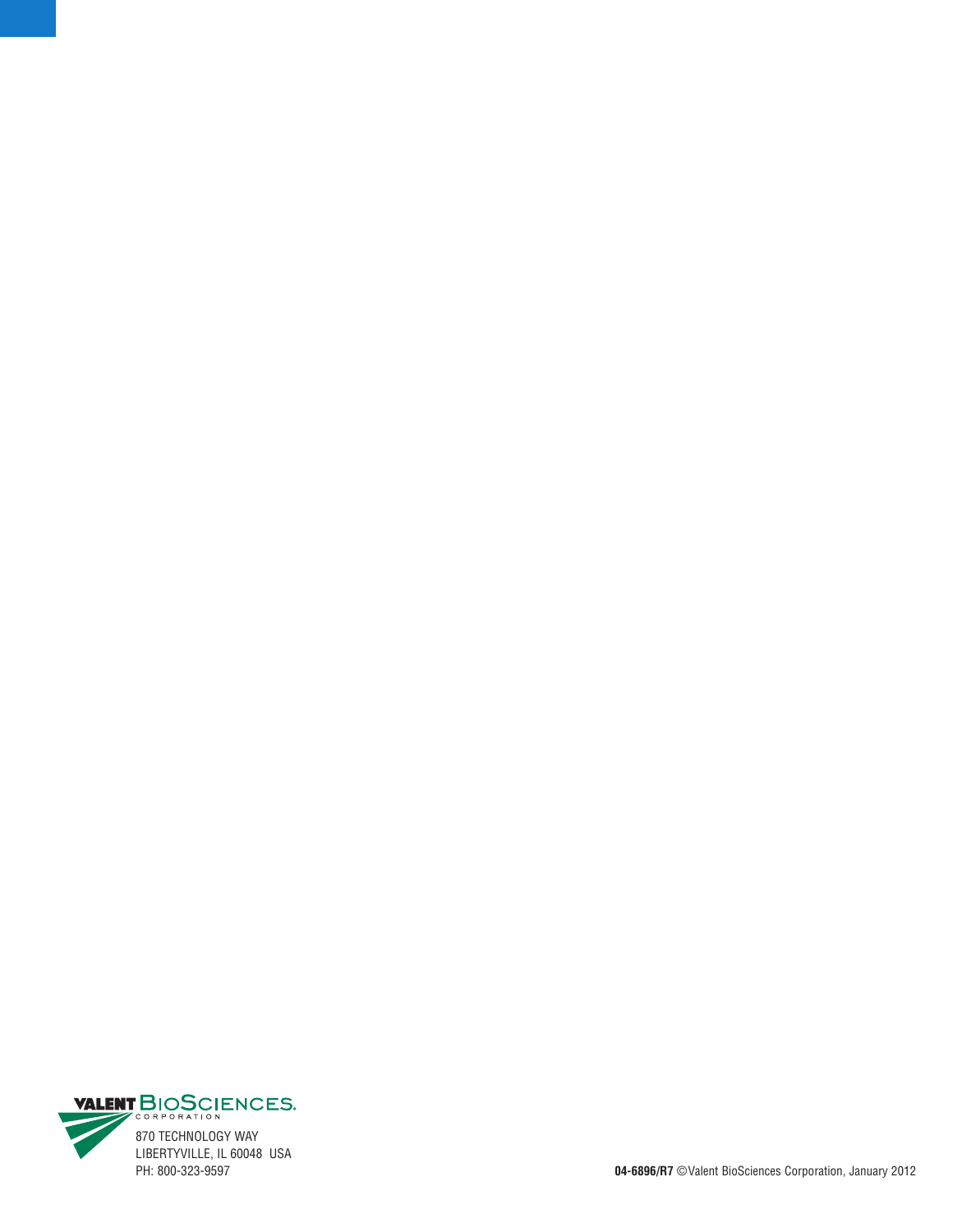VALENT BIOSCIENCES CORPORATION

870 TECHNOLOGY WAY
LIBERTYVILLE, IL 60048 USA
PH: 800-323-9597

**04-6896/R7** ©Valent BioSciences Corporation, January 2012